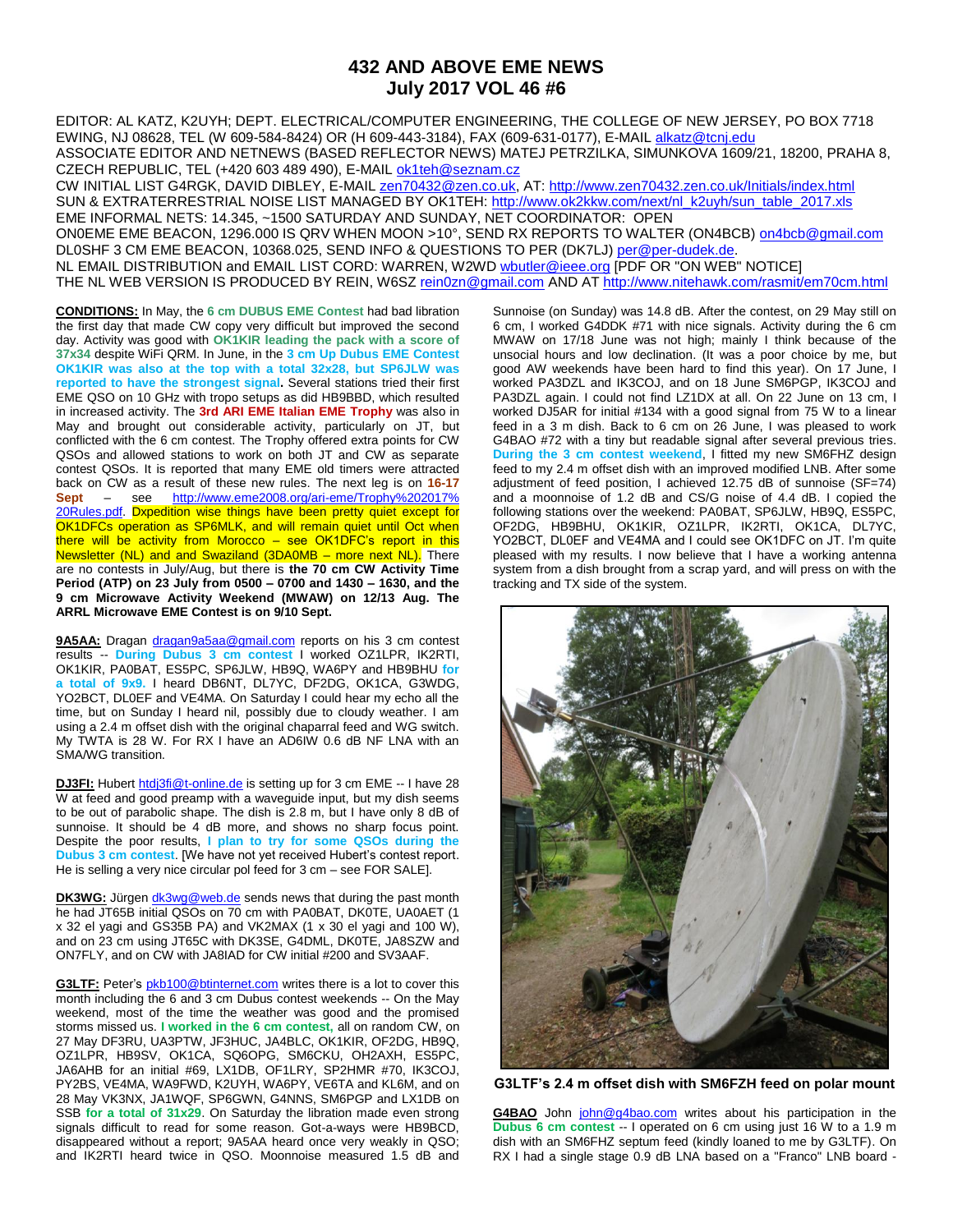# 432 AND ABOVE EME NEWS
## July 2017 VOL 46 #6

EDITOR: AL KATZ, K2UYH; DEPT. ELECTRICAL/COMPUTER ENGINEERING, THE COLLEGE OF NEW JERSEY, PO BOX 7718 EWING, NJ 08628, TEL (W 609-584-8424) OR (H 609-443-3184), FAX (609-631-0177), E-MAIL alkatz@tcnj.edu
ASSOCIATE EDITOR AND NETNEWS (BASED REFLECTOR NEWS) MATEJ PETRZILKA, SIMUNKOVA 1609/21, 18200, PRAHA 8, CZECH REPUBLIC, TEL (+420 603 489 490), E-MAIL ok1teh@seznam.cz
CW INITIAL LIST G4RGK, DAVID DIBLEY, E-MAIL zen70432@zen.co.uk, AT: http://www.zen70432.zen.co.uk/Initials/index.html
SUN & EXTRATERRESTRIAL NOISE LIST MANAGED BY OK1TEH: http://www.ok2kkw.com/next/nl_k2uyh/sun_table_2017.xls
EME INFORMAL NETS: 14.345, ~1500 SATURDAY AND SUNDAY, NET COORDINATOR: OPEN
ON0EME EME BEACON, 1296.000 IS QRV WHEN MOON >10°, SEND RX REPORTS TO WALTER (ON4BCB) on4bcb@gmail.com
DL0SHF 3 CM EME BEACON, 10368.025, SEND INFO & QUESTIONS TO PER (DK7LJ) per@per-dudek.de.
NL EMAIL DISTRIBUTION and EMAIL LIST CORD: WARREN, W2WD wbutler@ieee.org [PDF OR "ON WEB" NOTICE]
THE NL WEB VERSION IS PRODUCED BY REIN, W6SZ rein0zn@gmail.com AND AT http://www.nitehawk.com/rasmit/em70cm.html

**CONDITIONS:** In May, the **6 cm DUBUS EME Contest** had bad libration the first day that made CW copy very difficult but improved the second day. Activity was good with **OK1KIR leading the pack with a score of 37x34** despite WiFi QRM. In June, in the **3 cm Up Dubus EME Contest OK1KIR was also at the top with a total 32x28, but SP6JLW was reported to have the strongest signal.** Several stations tried their first EME QSO on 10 GHz with tropo setups as did HB9BBD, which resulted in increased activity. The **3rd ARI EME Italian EME Trophy** was also in May and brought out considerable activity, particularly on JT, but conflicted with the 6 cm contest. The Trophy offered extra points for CW QSOs and allowed stations to work on both JT and CW as separate contest QSOs. It is reported that many EME old timers were attracted back on CW as a result of these new rules. The next leg is on **16-17 Sept** – see http://www.eme2008.org/ari-eme/Trophy%202017%20Rules.pdf. Dxpedition wise things have been pretty quiet except for OK1DFCs operation as SP6MLK, and will remain quiet until Oct when there will be activity from Morocco – see OK1DFC's report in this Newsletter (NL) and and Swaziland (3DA0MB – more next NL). There are no contests in July/Aug, but there is **the 70 cm CW Activity Time Period (ATP) on 23 July from 0500 – 0700 and 1430 – 1630, and the 9 cm Microwave Activity Weekend (MWAW) on 12/13 Aug. The ARRL Microwave EME Contest is on 9/10 Sept.**

**9A5AA:** Dragan dragan9a5aa@gmail.com reports on his 3 cm contest results -- **During Dubus 3 cm contest** I worked OZ1LPR, IK2RTI, OK1KIR, PA0BAT, ES5PC, SP6JLW, HB9Q, WA6PY and HB9BHU **for a total of 9x9.** I heard DB6NT, DL7YC, DF2DG, OK1CA, G3WDG, YO2BCT, DL0EF and VE4MA. On Saturday I could hear my echo all the time, but on Sunday I heard nil, possibly due to cloudy weather. I am using a 2.4 m offset dish with the original chaparral feed and WG switch. My TWTA is 28 W. For RX I have an AD6IW 0.6 dB NF LNA with an SMA/WG transition.

**DJ3FI:** Hubert htdj3fi@t-online.de is setting up for 3 cm EME -- I have 28 W at feed and good preamp with a waveguide input, but my dish seems to be out of parabolic shape. The dish is 2.8 m, but I have only 8 dB of sunnoise. It should be 4 dB more, and shows no sharp focus point. Despite the poor results, **I plan to try for some QSOs during the Dubus 3 cm contest**. [We have not yet received Hubert's contest report. He is selling a very nice circular pol feed for 3 cm – see FOR SALE].

**DK3WG:** Jürgen dk3wg@web.de sends news that during the past month he had JT65B initial QSOs on 70 cm with PA0BAT, DK0TE, UA0AET (1 x 32 el yagi and GS35B PA) and VK2MAX (1 x 30 el yagi and 100 W), and on 23 cm using JT65C with DK3SE, G4DML, DK0TE, JA8SZW and ON7FLY, and on CW with JA8IAD for CW initial #200 and SV3AAF.

**G3LTF:** Peter's pkb100@btinternet.com writes there is a lot to cover this month including the 6 and 3 cm Dubus contest weekends -- On the May weekend, most of the time the weather was good and the promised storms missed us. **I worked in the 6 cm contest,** all on random CW, on 27 May DF3RU, UA3PTW, JF3HUC, JA4BLC, OK1KIR, OF2DG, HB9Q, OZ1LPR, HB9SV, OK1CA, SQ6OPG, SM6CKU, OH2AXH, ES5PC, JA6AHB for an initial #69, LX1DB, OF1LRY, SP2HMR #70, IK3COJ, PY2BS, VE4MA, WA9FWD, K2UYH, WA6PY, VE6TA and KL6M, and on 28 May VK3NX, JA1WQF, SP6GWN, G4NNS, SM6PGP and LX1DB on SSB **for a total of 31x29**. On Saturday the libration made even strong signals difficult to read for some reason. Got-a-ways were HB9BCD, disappeared without a report; 9A5AA heard once very weakly in QSO; and IK2RTI heard twice in QSO. Moonnoise measured 1.5 dB and Sunnoise (on Sunday) was 14.8 dB. After the contest, on 29 May still on 6 cm, I worked G4DDK #71 with nice signals. Activity during the 6 cm MWAW on 17/18 June was not high; mainly I think because of the unsocial hours and low declination. (It was a poor choice by me, but good AW weekends have been hard to find this year). On 17 June, I worked PA3DZL and IK3COJ, and on 18 June SM6PGP, IK3COJ and PA3DZL again. I could not find LZ1DX at all. On 22 June on 13 cm, I worked DJ5AR for initial #134 with a good signal from 75 W to a linear feed in a 3 m dish. Back to 6 cm on 26 June, I was pleased to work G4BAO #72 with a tiny but readable signal after several previous tries. **During the 3 cm contest weekend**, I fitted my new SM6FHZ design feed to my 2.4 m offset dish with an improved modified LNB. After some adjustment of feed position, I achieved 12.75 dB of sunnoise (SF=74) and a moonnoise of 1.2 dB and CS/G noise of 4.4 dB. I copied the following stations over the weekend: PA0BAT, SP6JLW, HB9Q, ES5PC, OF2DG, HB9BHU, OK1KIR, OZ1LPR, IK2RTI, OK1CA, DL7YC, YO2BCT, DL0EF and VE4MA and I could see OK1DFC on JT. I'm quite pleased with my results. I now believe that I have a working antenna system from a dish brought from a scrap yard, and will press on with the tracking and TX side of the system.

**G3LTF's 2.4 m offset dish with SM6FZH feed on polar mount**

**G4BAO** John john@g4bao.com writes about his participation in the **Dubus 6 cm contest** -- I operated on 6 cm using just 16 W to a 1.9 m dish with an SM6FHZ septum feed (kindly loaned to me by G3LTF). On RX I had a single stage 0.9 dB LNA based on a "Franco" LNB board -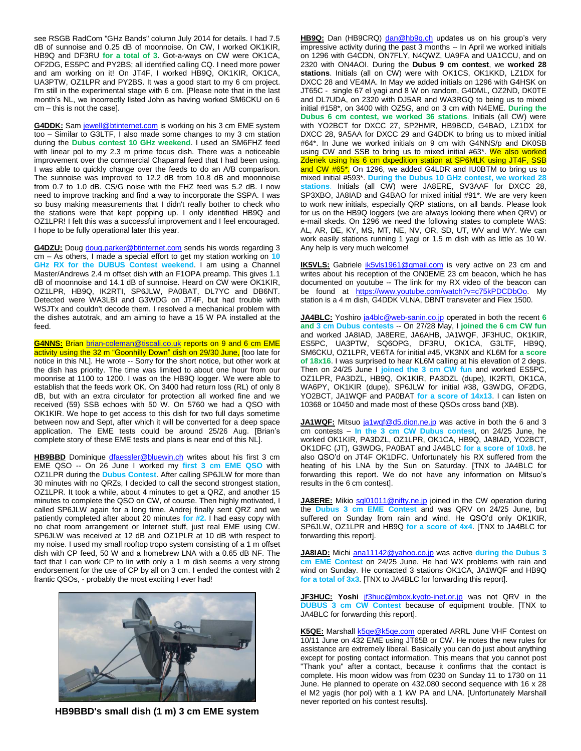see RSGB RadCom "GHz Bands" column July 2014 for details. I had 7.5 dB of sunnoise and 0.25 dB of moonnoise. On CW, I worked OK1KIR, HB9Q and DF3RU **for a total of 3**. Got-a-ways on CW were OK1CA, OF2DG, ES5PC and PY2BS; all identified calling CQ. I need more power and am working on it! On JT4F, I worked HB9Q, OK1KIR, OK1CA, UA3PTW, OZ1LPR and PY2BS. It was a good start to my 6 cm project. I'm still in the experimental stage with 6 cm. [Please note that in the last month's NL, we incorrectly listed John as having worked SM6CKU on 6 cm – this is not the case].

**G4DDK:** Sam jewell@btinternet.com is working on his 3 cm EME system too – Similar to G3LTF, I also made some changes to my 3 cm station during the **Dubus contest 10 GHz weekend**. I used an SM6FHZ feed with linear pol to my 2.3 m prime focus dish. There was a noticeable improvement over the commercial Chaparral feed that I had been using. I was able to quickly change over the feeds to do an A/B comparison. The sunnoise was improved to 12.2 dB from 10.8 dB and moonnoise from 0.7 to 1.0 dB. CS/G noise with the FHZ feed was 5.2 dB. I now need to improve tracking and find a way to incorporate the SSPA. I was so busy making measurements that I didn't really bother to check who the stations were that kept popping up. I only identified HB9Q and OZ1LPR! I felt this was a successful improvement and I feel encouraged. I hope to be fully operational later this year.

**G4DZU:** Doug doug.parker@btinternet.com sends his words regarding 3 cm – As others, I made a special effort to get my station working on **10 GHz RX for the DUBUS Contest weekend**. I am using a Channel Master/Andrews 2.4 m offset dish with an F1OPA preamp. This gives 1.1 dB of moonnoise and 14.1 dB of sunnoise. Heard on CW were OK1KIR, OZ1LPR, HB9Q, IK2RTI, SP6JLW, PA0BAT, DL7YC and DB6NT. Detected were WA3LBI and G3WDG on JT4F, but had trouble with WSJTx and couldn't decode them. I resolved a mechanical problem with the dishes autotrak, and am aiming to have a 15 W PA installed at the feed.

**G4NNS:** Brian brian-coleman@tiscali.co.uk reports on 9 and 6 cm EME activity using the 32 m "Goonhilly Down" dish on 29/30 June, [too late for notice in this NL]. He wrote -- Sorry for the short notice, but other work at the dish has priority. The time was limited to about one hour from our moonrise at 1100 to 1200. I was on the HB9Q logger. We were able to establish that the feeds work OK. On 3400 had return loss (RL) of only 8 dB, but with an extra circulator for protection all worked fine and we received (59) SSB echoes with 50 W. On 5760 we had a QSO with OK1KIR. We hope to get access to this dish for two full days sometime between now and Sept, after which it will be converted for a deep space application. The EME tests could be around 25/26 Aug. [Brian's complete story of these EME tests and plans is near end of this NL].

**HB9BBD** Dominique dfaessler@bluewin.ch writes about his first 3 cm EME QSO -- On 26 June I worked my **first 3 cm EME QSO** with OZ1LPR during the **Dubus Contest**. After calling SP6JLW for more than 30 minutes with no QRZs, I decided to call the second strongest station, OZ1LPR. It took a while, about 4 minutes to get a QRZ, and another 15 minutes to complete the QSO on CW, of course. Then highly motivated, I called SP6JLW again for a long time. Andrej finally sent QRZ and we patiently completed after about 20 minutes **for #2.** I had easy copy with no chat room arrangement or Internet stuff, just real EME using CW. SP6JLW was received at 12 dB and OZ1PLR at 10 dB with respect to my noise. I used my small rooftop tropo system consisting of a 1 m offset dish with CP feed, 50 W and a homebrew LNA with a 0.65 dB NF. The fact that I can work CP to lin with only a 1 m dish seems a very strong endorsement for the use of CP by all on 3 cm. I ended the contest with 2 frantic QSOs, - probably the most exciting I ever had!

**HB9BBD's small dish (1 m) 3 cm EME system**

**HB9Q:** Dan (HB9CRQ) dan@hb9q.ch updates us on his group's very impressive activity during the past 3 months -- In April we worked initials on 1296 with G4CDN, ON7FLY, N4QWZ, UA9FA and UA1CCU, and on 2320 with ON4AOI. During the **Dubus 9 cm contest**, we **worked 28 stations**. Initials (all on CW) were with OK1CS, OK1KKD, LZ1DX for DXCC 28 and VE4MA. In May we added initials on 1296 with G4HSK on JT65C - single 67 el yagi and 8 W on random, G4DML, OZ2ND, DK0TE and DL7UDA, on 2320 with DJ5AR and WA3RGQ to being us to mixed initial #158*, on 3400 with OZ5G, and on 3 cm with N4EME. **During the Dubus 6 cm contest, we worked 36 stations**. Initials (all CW) were with YO2BCT for DXCC 27, SP2HMR, HB9BCD, G4BAO, LZ1DX for DXCC 28, 9A5AA for DXCC 29 and G4DDK to bring us to mixed initial #64*. In June we worked initials on 9 cm with G4NNS/p and DK0SB using CW and SSB to bring us to mixed initial #63*. We also worked Zdenek using his 6 cm dxpedition station at SP6MLK using JT4F, SSB and CW #65*. On 1296, we added G4LDR and IU0BTM to bring us to mixed initial #593*. **During the Dubus 10 GHz contest, we worked 28 stations**. Initials (all CW) were JA8ERE, SV3AAF for DXCC 28, SP3XBO, JA8IAD and G4BAO for mixed initial #91*. We are very keen to work new initials, especially QRP stations, on all bands. Please look for us on the HB9Q loggers (we are always looking there when QRV) or e-mail skeds. On 1296 we need the following states to complete WAS: AL, AR, DE, KY, MS, MT, NE, NV, OR, SD, UT, WV and WY. We can work easily stations running 1 yagi or 1.5 m dish with as little as 10 W. Any help is very much welcome!

**IK5VLS:** Gabriele ik5vls1961@gmail.com is very active on 23 cm and writes about his reception of the ON0EME 23 cm beacon, which he has documented on youtube -- The link for my RX video of the beacon can be found at https://www.youtube.com/watch?v=c75kPDCDbOo. My station is a 4 m dish, G4DDK VLNA, DBNT transveter and Flex 1500.

**JA4BLC:** Yoshiro ja4blc@web-sanin.co.jp operated in both the recent **6 and 3 cm Dubus contests** -- On 27/28 May, I **joined the 6 cm CW fun** and worked JA8IAD, JA8ERE, JA6AHB, JA1WQF, JF3HUC, OK1KIR, ES5PC, UA3PTW, SQ6OPG, DF3RU, OK1CA, G3LTF, HB9Q, SM6CKU, OZ1LPR, VE6TA for initial #45, VK3NX and KL6M for **a score of 18x16**. I was surprised to hear KL6M calling at his elevation of 2 degs. Then on 24/25 June I **joined the 3 cm CW fun** and worked ES5PC, OZ1LPR, PA3DZL, HB9Q, OK1KIR, PA3DZL (dupe), IK2RTI, OK1CA, WA6PY, OK1KIR (dupe), SP6JLW for initial #38, G3WDG, OF2DG, YO2BCT, JA1WQF and PA0BAT **for a score of 14x13**. I can listen on 10368 or 10450 and made most of these QSOs cross band (XB).

**JA1WQF:** Mitsuo ja1wqf@d5.dion.ne.jp was active in both the 6 and 3 cm contests – **In the 3 cm CW Dubus contest**, on 24/25 June, he worked OK1KIR, PA3DZL, OZ1LPR, OK1CA, HB9Q, JA8IAD, YO2BCT, OK1DFC (JT), G3WDG, PA0BAT and JA4BLC **for a score of 10x8**. he also QSO'd on JT4F OK1DFC. Unfortunately his RX suffered from the heating of his LNA by the Sun on Saturday. [TNX to JA4BLC for forwarding this report. We do not have any information on Mitsuo's results in the 6 cm contest].

**JA8ERE:** Mikio sgl01011@nifty.ne.jp joined in the CW operation during the **Dubus 3 cm EME Contest** and was QRV on 24/25 June, but suffered on Sunday from rain and wind. He QSO'd only OK1KIR, SP6JLW, OZ1LPR and HB9Q **for a score of 4x4**. [TNX to JA4BLC for forwarding this report].

**JA8IAD:** Michi ana11142@yahoo.co.jp was active **during the Dubus 3 cm EME Contest** on 24/25 June. He had WX problems with rain and wind on Sunday. He contacted 3 stations OK1CA, JA1WQF and HB9Q **for a total of 3x3**. [TNX to JA4BLC for forwarding this report].

**JF3HUC:** **Yoshi** jf3huc@mbox.kyoto-inet.or.jp was not QRV in the **DUBUS 3 cm CW Contest** because of equipment trouble. [TNX to JA4BLC for forwarding this report].

**K5QE:** Marshall k5qe@k5qe.com operated ARRL June VHF Contest on 10/11 June on 432 EME using JT65B or CW. He notes the new rules for assistance are extremely liberal. Basically you can do just about anything except for posting contact information. This means that you cannot post "Thank you" after a contact, because it confirms that the contact is complete. His moon widow was from 0230 on Sunday 11 to 1730 on 11 June. He planned to operate on 432.080 second sequence with 16 x 28 el M2 yagis (hor pol) with a 1 kW PA and LNA. [Unfortunately Marshall never reported on his contest results].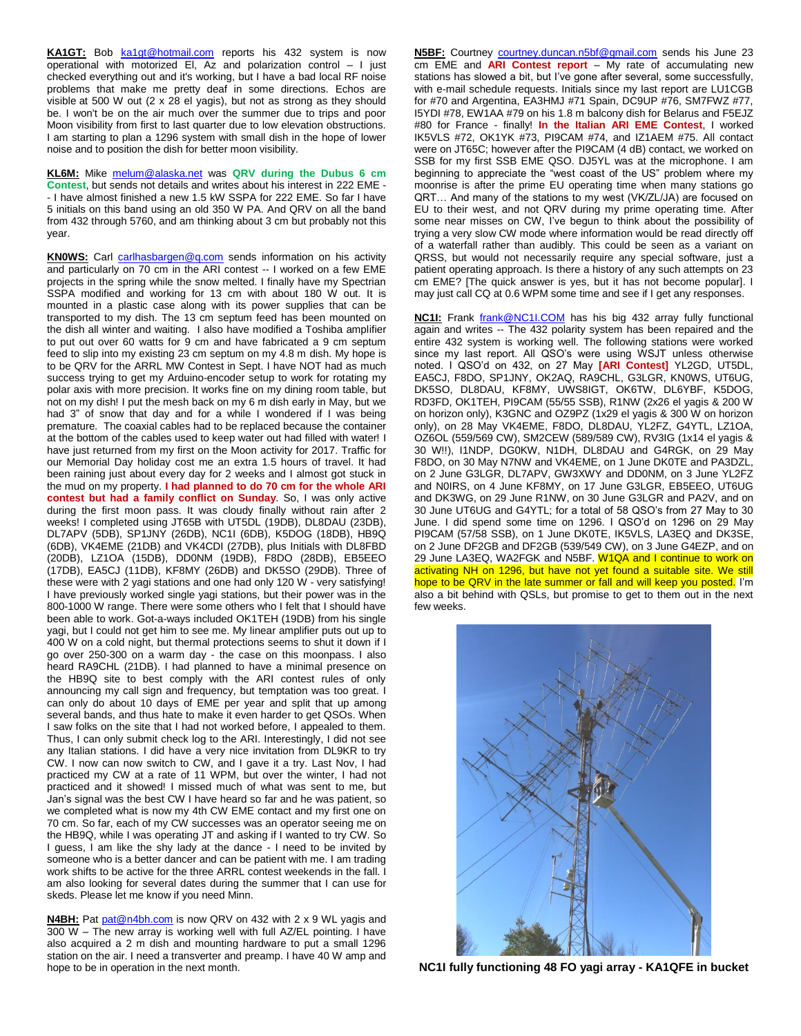**KA1GT:** Bob ka1gt@hotmail.com reports his 432 system is now operational with motorized El, Az and polarization control – I just checked everything out and it's working, but I have a bad local RF noise problems that make me pretty deaf in some directions. Echos are visible at 500 W out (2 x 28 el yagis), but not as strong as they should be. I won't be on the air much over the summer due to trips and poor Moon visibility from first to last quarter due to low elevation obstructions. I am starting to plan a 1296 system with small dish in the hope of lower noise and to position the dish for better moon visibility.

**KL6M:** Mike melum@alaska.net was **QRV during the Dubus 6 cm Contest**, but sends not details and writes about his interest in 222 EME -- I have almost finished a new 1.5 kW SSPA for 222 EME. So far I have 5 initials on this band using an old 350 W PA. And QRV on all the band from 432 through 5760, and am thinking about 3 cm but probably not this year.

**KN0WS:** Carl carlhasbargen@q.com sends information on his activity and particularly on 70 cm in the ARI contest -- I worked on a few EME projects in the spring while the snow melted. I finally have my Spectrian SSPA modified and working for 13 cm with about 180 W out. It is mounted in a plastic case along with its power supplies that can be transported to my dish. The 13 cm septum feed has been mounted on the dish all winter and waiting. I also have modified a Toshiba amplifier to put out over 60 watts for 9 cm and have fabricated a 9 cm septum feed to slip into my existing 23 cm septum on my 4.8 m dish. My hope is to be QRV for the ARRL MW Contest in Sept. I have NOT had as much success trying to get my Arduino-encoder setup to work for rotating my polar axis with more precision. It works fine on my dining room table, but not on my dish! I put the mesh back on my 6 m dish early in May, but we had 3" of snow that day and for a while I wondered if I was being premature. The coaxial cables had to be replaced because the container at the bottom of the cables used to keep water out had filled with water! I have just returned from my first on the Moon activity for 2017. Traffic for our Memorial Day holiday cost me an extra 1.5 hours of travel. It had been raining just about every day for 2 weeks and I almost got stuck in the mud on my property. **I had planned to do 70 cm for the whole ARI contest but had a family conflict on Sunday**. So, I was only active during the first moon pass. It was cloudy finally without rain after 2 weeks! I completed using JT65B with UT5DL (19DB), DL8DAU (23DB), DL7APV (5DB), SP1JNY (26DB), NC1I (6DB), K5DOG (18DB), HB9Q (6DB), VK4EME (21DB) and VK4CDI (27DB), plus Initials with DL8FBD (20DB), LZ1OA (15DB), DD0NM (19DB), F8DO (28DB), EB5EEO (17DB), EA5CJ (11DB), KF8MY (26DB) and DK5SO (29DB). Three of these were with 2 yagi stations and one had only 120 W - very satisfying! I have previously worked single yagi stations, but their power was in the 800-1000 W range. There were some others who I felt that I should have been able to work. Got-a-ways included OK1TEH (19DB) from his single yagi, but I could not get him to see me. My linear amplifier puts out up to 400 W on a cold night, but thermal protections seem to shut it down if I go over 250-300 on a warm day - the case on this moonpass. I also heard RA9CHL (21DB). I had planned to have a minimal presence on the HB9Q site to best comply with the ARI contest rules of only announcing my call sign and frequency, but temptation was too great. I can only do about 10 days of EME per year and split that up among several bands, and thus hate to make it even harder to get QSOs. When I saw folks on the site that I had not worked before, I appealed to them. Thus, I can only submit check log to the ARI. Interestingly, I did not see any Italian stations. I did have a very nice invitation from DL9KR to try CW. I now can now switch to CW, and I gave it a try. Last Nov, I had practiced my CW at a rate of 11 WPM, but over the winter, I had not practiced and it showed! I missed much of what was sent to me, but Jan's signal was the best CW I have heard so far and he was patient, so we completed what is now my 4th CW EME contact and my first one on 70 cm. So far, each of my CW successes was an operator seeing me on the HB9Q, while I was operating JT and asking if I wanted to try CW. So I guess, I am like the shy lady at the dance - I need to be invited by someone who is a better dancer and can be patient with me. I am trading work shifts to be active for the three ARRL contest weekends in the fall. I am also looking for several dates during the summer that I can use for skeds. Please let me know if you need Minn.

**N4BH:** Pat pat@n4bh.com is now QRV on 432 with 2 x 9 WL yagis and 300 W – The new array is working well with full AZ/EL pointing. I have also acquired a 2 m dish and mounting hardware to put a small 1296 station on the air. I need a transverter and preamp. I have 40 W amp and hope to be in operation in the next month.

**N5BF:** Courtney courtney.duncan.n5bf@gmail.com sends his June 23 cm EME and **ARI Contest report** – My rate of accumulating new stations has slowed a bit, but I've gone after several, some successfully, with e-mail schedule requests. Initials since my last report are LU1CGB for #70 and Argentina, EA3HMJ #71 Spain, DC9UP #76, SM7FWZ #77, I5YDI #78, EW1AA #79 on his 1.8 m balcony dish for Belarus and F5EJZ #80 for France - finally! **In the Italian ARI EME Contest**, I worked IK5VLS #72, OK1YK #73, PI9CAM #74, and IZ1AEM #75. All contact were on JT65C; however after the PI9CAM (4 dB) contact, we worked on SSB for my first SSB EME QSO. DJ5YL was at the microphone. I am beginning to appreciate the "west coast of the US" problem where my moonrise is after the prime EU operating time when many stations go QRT… And many of the stations to my west (VK/ZL/JA) are focused on EU to their west, and not QRV during my prime operating time. After some near misses on CW, I've begun to think about the possibility of trying a very slow CW mode where information would be read directly off of a waterfall rather than audibly. This could be seen as a variant on QRSS, but would not necessarily require any special software, just a patient operating approach. Is there a history of any such attempts on 23 cm EME? [The quick answer is yes, but it has not become popular]. I may just call CQ at 0.6 WPM some time and see if I get any responses.

**NC1I:** Frank frank@NC1I.COM has his big 432 array fully functional again and writes -- The 432 polarity system has been repaired and the entire 432 system is working well. The following stations were worked since my last report. All QSO's were using WSJT unless otherwise noted. I QSO'd on 432, on 27 May **[ARI Contest]** YL2GD, UT5DL, EA5CJ, F8DO, SP1JNY, OK2AQ, RA9CHL, G3LGR, KN0WS, UT6UG, DK5SO, DL8DAU, KF8MY, UWS8IGT, OK6TW, DL6YBF, K5DOG, RD3FD, OK1TEH, PI9CAM (55/55 SSB), R1NW (2x26 el yagis & 200 W on horizon only), K3GNC and OZ9PZ (1x29 el yagis & 300 W on horizon only), on 28 May VK4EME, F8DO, DL8DAU, YL2FZ, G4YTL, LZ1OA, OZ6OL (559/569 CW), SM2CEW (589/589 CW), RV3IG (1x14 el yagis & 30 W!!), I1NDP, DG0KW, N1DH, DL8DAU and G4RGK, on 29 May F8DO, on 30 May N7NW and VK4EME, on 1 June DK0TE and PA3DZL, on 2 June G3LGR, DL7APV, GW3XWY and DD0NM, on 3 June YL2FZ and N0IRS, on 4 June KF8MY, on 17 June G3LGR, EB5EEO, UT6UG and DK3WG, on 29 June R1NW, on 30 June G3LGR and PA2V, and on 30 June UT6UG and G4YTL; for a total of 58 QSO's from 27 May to 30 June. I did spend some time on 1296. I QSO'd on 1296 on 29 May PI9CAM (57/58 SSB), on 1 June DK0TE, IK5VLS, LA3EQ and DK3SE, on 2 June DF2GB and DF2GB (539/549 CW), on 3 June G4EZP, and on 29 June LA3EQ, WA2FGK and N5BF. W1QA and I continue to work on activating NH on 1296, but have not yet found a suitable site. We still hope to be QRV in the late summer or fall and will keep you posted. I'm also a bit behind with QSLs, but promise to get to them out in the next few weeks.

**NC1I fully functioning 48 FO yagi array - KA1QFE in bucket**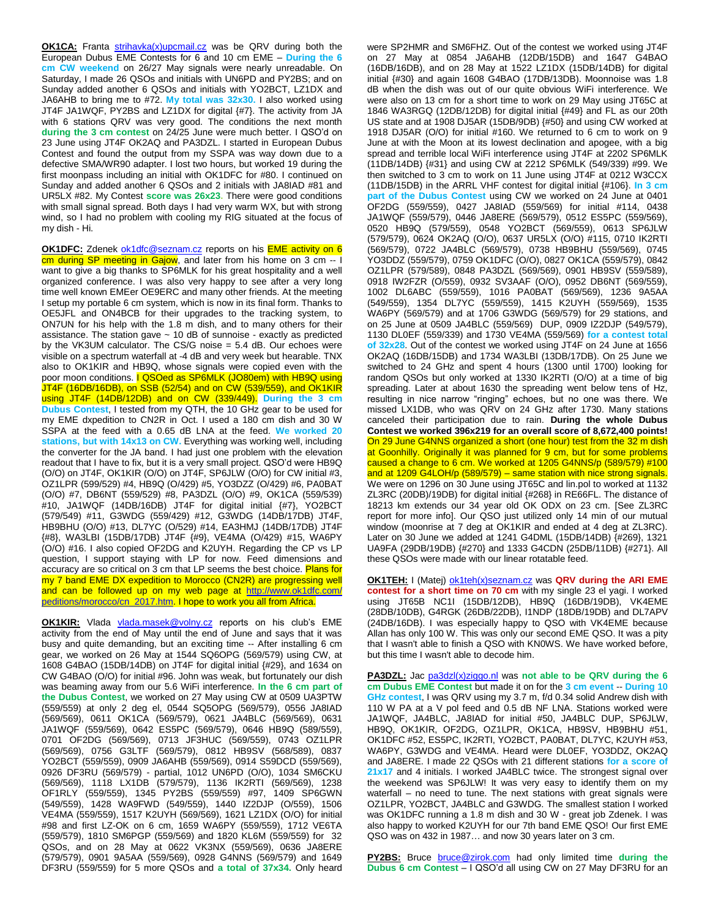**OK1CA:** Franta strihavka(x)upcmail.cz was be QRV during both the European Dubus EME Contests for 6 and 10 cm EME – **During the 6 cm CW weekend** on 26/27 May signals were nearly unreadable. On Saturday, I made 26 QSOs and initials with UN6PD and PY2BS; and on Sunday added another 6 QSOs and initials with YO2BCT, LZ1DX and JA6AHB to bring me to #72. **My total was 32x30.** I also worked using JT4F JA1WQF, PY2BS and LZ1DX for digital {#7}. The activity from JA with 6 stations QRV was very good. The conditions the next month **during the 3 cm contest** on 24/25 June were much better. I QSO'd on 23 June using JT4F OK2AQ and PA3DZL. I started in European Dubus Contest and found the output from my SSPA was way down due to a defective SMA/WR90 adapter. I lost two hours, but worked 19 during the first moonpass including an initial with OK1DFC for #80. I continued on Sunday and added another 6 QSOs and 2 initials with JA8IAD #81 and UR5LX #82. My Contest **score was 26x23**. There were good conditions with small signal spread. Both days I had very warm WX, but with strong wind, so I had no problem with cooling my RIG situated at the focus of my dish - Hi.

**OK1DFC:** Zdenek ok1dfc@seznam.cz reports on his EME activity on 6 cm during SP meeting in Gajow, and later from his home on 3 cm -- I want to give a big thanks to SP6MLK for his great hospitality and a well organized conference. I was also very happy to see after a very long time well known EMEer OE9ERC and many other friends. At the meeting I setup my portable 6 cm system, which is now in its final form. Thanks to OE5JFL and ON4BCB for their upgrades to the tracking system, to ON7UN for his help with the 1.8 m dish, and to many others for their assistance. The station gave ~ 10 dB of sunnoise - exactly as predicted by the VK3UM calculator. The CS/G noise = 5.4 dB. Our echoes were visible on a spectrum waterfall at -4 dB and very week but hearable. TNX also to OK1KIR and HB9Q, whose signals were copied even with the poor moon conditions. I QSOed as SP6MLK (JO80em) with HB9Q using JT4F (16DB/16DB), on SSB (52/54) and on CW (539/559), and OK1KIR using JT4F (14DB/12DB) and on CW (339/449). **During the 3 cm Dubus Contest**, I tested from my QTH, the 10 GHz gear to be used for my EME dxpedition to CN2R in Oct. I used a 180 cm dish and 30 W SSPA at the feed with a 0.65 dB LNA at the feed. **We worked 20 stations, but with 14x13 on CW.** Everything was working well, including the converter for the JA band. I had just one problem with the elevation readout that I have to fix, but it is a very small project. QSO'd were HB9Q (O/O) on JT4F, OK1KIR (O/O) on JT4F, SP6JLW (O/O) for CW initial #3, OZ1LPR (599/529) #4, HB9Q (O/429) #5, YO3DZZ (O/429) #6, PA0BAT (O/O) #7, DB6NT (559/529) #8, PA3DZL (O/O) #9, OK1CA (559/539) #10, JA1WQF (14DB/16DB) JT4F for digital initial {#7}, YO2BCT (579/549) #11, G3WDG (559/429) #12, G3WDG (14DB/17DB) JT4F, HB9BHU (O/O) #13, DL7YC (O/529) #14, EA3HMJ (14DB/17DB) JT4F {#8}, WA3LBI (15DB/17DB) JT4F {#9}, VE4MA (O/429) #15, WA6PY (O/O) #16. I also copied OF2DG and K2UYH. Regarding the CP vs LP question, I support staying with LP for now. Feed dimensions and accuracy are so critical on 3 cm that LP seems the best choice. Plans for my 7 band EME DX expedition to Morocco (CN2R) are progressing well and can be followed up on my web page at http://www.ok1dfc.com/peditions/morocco/cn_2017.htm. I hope to work you all from Africa.

**OK1KIR:** Vlada vlada.masek@volny.cz reports on his club's EME activity from the end of May until the end of June and says that it was busy and quite demanding, but an exciting time -- After installing 6 cm gear, we worked on 26 May at 1544 SQ6OPG (569/579) using CW, at 1608 G4BAO (15DB/14DB) on JT4F for digital initial {#29}, and 1634 on CW G4BAO (O/O) for initial #96. John was weak, but fortunately our dish was beaming away from our 5.6 WiFi interference. **In the 6 cm part of the Dubus Contest**, we worked on 27 May using CW at 0509 UA3PTW (559/559) at only 2 deg el, 0544 SQ5OPG (569/579), 0556 JA8IAD (569/569), 0611 OK1CA (569/579), 0621 JA4BLC (569/569), 0631 JA1WQF (559/569), 0642 ES5PC (569/579), 0646 HB9Q (589/559), 0701 OF2DG (569/569), 0713 JF3HUC (559/569), 0743 OZ1LPR (569/569), 0756 G3LTF (569/579), 0812 HB9SV (568/589), 0837 YO2BCT (559/559), 0909 JA6AHB (559/569), 0914 S59DCD (559/569), 0926 DF3RU (569/579) - partial, 1012 UN6PD (O/O), 1034 SM6CKU (569/569), 1118 LX1DB (579/579), 1136 IK2RTI (569/569), 1238 OF1RLY (559/559), 1345 PY2BS (559/559) #97, 1409 SP6GWN (549/559), 1428 WA9FWD (549/559), 1440 IZ2DJP (O/559), 1506 VE4MA (559/559), 1517 K2UYH (569/569), 1621 LZ1DX (O/O) for initial #98 and first LZ-OK on 6 cm, 1659 WA6PY (559/559), 1712 VE6TA (559/579), 1810 SM6PGP (559/569) and 1820 KL6M (559/559) for 32 QSOs, and on 28 May at 0622 VK3NX (559/569), 0636 JA8ERE (579/579), 0901 9A5AA (559/569), 0928 G4NNS (569/579) and 1649 DF3RU (559/559) for 5 more QSOs and **a total of 37x34.** Only heard were SP2HMR and SM6FHZ. Out of the contest we worked using JT4F on 27 May at 0854 JA6AHB (12DB/15DB) and 1647 G4BAO (16DB/16DB), and on 28 May at 1522 LZ1DX (15DB/14DB) for digital initial {#30} and again 1608 G4BAO (17DB/13DB). Moonnoise was 1.8 dB when the dish was out of our quite obvious WiFi interference. We were also on 13 cm for a short time to work on 29 May using JT65C at 1846 WA3RGQ (12DB/12DB) for digital initial {#49} and FL as our 20th US state and at 1908 DJ5AR (15DB/9DB) {#50} and using CW worked at 1918 DJ5AR (O/O) for initial #160. We returned to 6 cm to work on 9 June at with the Moon at its lowest declination and apogee, with a big spread and terrible local WiFi interference using JT4F at 2202 SP6MLK (11DB/14DB) {#31} and using CW at 2212 SP6MLK (549/339) #99. We then switched to 3 cm to work on 11 June using JT4F at 0212 W3CCX (11DB/15DB) in the ARRL VHF contest for digital initial {#106}. **In 3 cm part of the Dubus Contest** using CW we worked on 24 June at 0401 OF2DG (559/559), 0427 JA8IAD (559/569) for initial #114, 0438 JA1WQF (559/579), 0446 JA8ERE (569/579), 0512 ES5PC (559/569), 0520 HB9Q (579/559), 0548 YO2BCT (569/559), 0613 SP6JLW (579/579), 0624 OK2AQ (O/O), 0637 UR5LX (O/O) #115, 0710 IK2RTI (569/579), 0722 JA4BLC (569/579), 0738 HB9BHU (559/569), 0745 YO3DDZ (559/579), 0759 OK1DFC (O/O), 0827 OK1CA (559/579), 0842 OZ1LPR (579/589), 0848 PA3DZL (569/569), 0901 HB9SV (559/589), 0918 IW2FZR (O/559), 0932 SV3AAF (O/O), 0952 DB6NT (569/559), 1002 DL6ABC (559/559), 1016 PA0BAT (569/569), 1236 9A5AA (549/559), 1354 DL7YC (559/559), 1415 K2UYH (559/569), 1535 WA6PY (569/579) and at 1706 G3WDG (569/579) for 29 stations, and on 25 June at 0509 JA4BLC (559/569) DUP, 0909 IZ2DJP (549/579), 1130 DL0EF (559/339) and 1730 VE4MA (559/569) **for a contest total of 32x28**. Out of the contest we worked using JT4F on 24 June at 1656 OK2AQ (16DB/15DB) and 1734 WA3LBI (13DB/17DB). On 25 June we switched to 24 GHz and spent 4 hours (1300 until 1700) looking for random QSOs but only worked at 1330 IK2RTI (O/O) at a time of big spreading. Later at about 1630 the spreading went below tens of Hz, resulting in nice narrow "ringing" echoes, but no one was there. We missed LX1DB, who was QRV on 24 GHz after 1730. Many stations canceled their participation due to rain. **During the whole Dubus Contest we worked 396x219 for an overall score of 8,672,400 points!** On 29 June G4NNS organized a short (one hour) test from the 32 m dish at Goonhilly. Originally it was planned for 9 cm, but for some problems caused a change to 6 cm. We worked at 1205 G4NNS/p (589/579) #100 and at 1209 G4LOH/p (589/579) – same station with nice strong signals. We were on 1296 on 30 June using JT65C and lin.pol to worked at 1132 ZL3RC (20DB)/19DB) for digital initial {#268} in RE66FL. The distance of 18213 km extends our 34 year old OK ODX on 23 cm. [See ZL3RC report for more info]. Our QSO just utilized only 14 min of our mutual window (moonrise at 7 deg at OK1KIR and ended at 4 deg at ZL3RC). Later on 30 June we added at 1241 G4DML (15DB/14DB) {#269}, 1321 UA9FA (29DB/19DB) {#270} and 1333 G4CDN (25DB/11DB) {#271}. All these QSOs were made with our linear rotatable feed.

**OK1TEH:** I (Matej) ok1teh(x)seznam.cz was **QRV during the ARI EME contest for a short time on 70 cm** with my single 23 el yagi. I worked using JT65B NC1I (15DB/12DB), HB9Q (16DB/19DB), VK4EME (28DB/10DB), G4RGK (26DB/22DB), I1NDP (18DB/19DB) and DL7APV (24DB/16DB). I was especially happy to QSO with VK4EME because Allan has only 100 W. This was only our second EME QSO. It was a pity that I wasn't able to finish a QSO with KN0WS. We have worked before, but this time I wasn't able to decode him.

**PA3DZL:** Jac pa3dzl(x)ziggo.nl was **not able to be QRV during the 6 cm Dubus EME Contest** but made it on for the **3 cm event** -- **During 10 GHz contest**, I was QRV using my 3.7 m, f/d 0.34 solid Andrew dish with 110 W PA at a V pol feed and 0.5 dB NF LNA. Stations worked were JA1WQF, JA4BLC, JA8IAD for initial #50, JA4BLC DUP, SP6JLW, HB9Q, OK1KIR, OF2DG, OZ1LPR, OK1CA, HB9SV, HB9BHU #51, OK1DFC #52, ES5PC, IK2RTI, YO2BCT, PA0BAT, DL7YC, K2UYH #53, WA6PY, G3WDG and VE4MA. Heard were DL0EF, YO3DDZ, OK2AQ and JA8ERE. I made 22 QSOs with 21 different stations **for a score of 21x17** and 4 initials. I worked JA4BLC twice. The strongest signal over the weekend was SP6JLW! It was very easy to identify them on my waterfall – no need to tune. The next stations with great signals were OZ1LPR, YO2BCT, JA4BLC and G3WDG. The smallest station I worked was OK1DFC running a 1.8 m dish and 30 W - great job Zdenek. I was also happy to worked K2UYH for our 7th band EME QSO! Our first EME QSO was on 432 in 1987… and now 30 years later on 3 cm.

**PY2BS:** Bruce bruce@zirok.com had only limited time **during the Dubus 6 cm Contest** – I QSO'd all using CW on 27 May DF3RU for an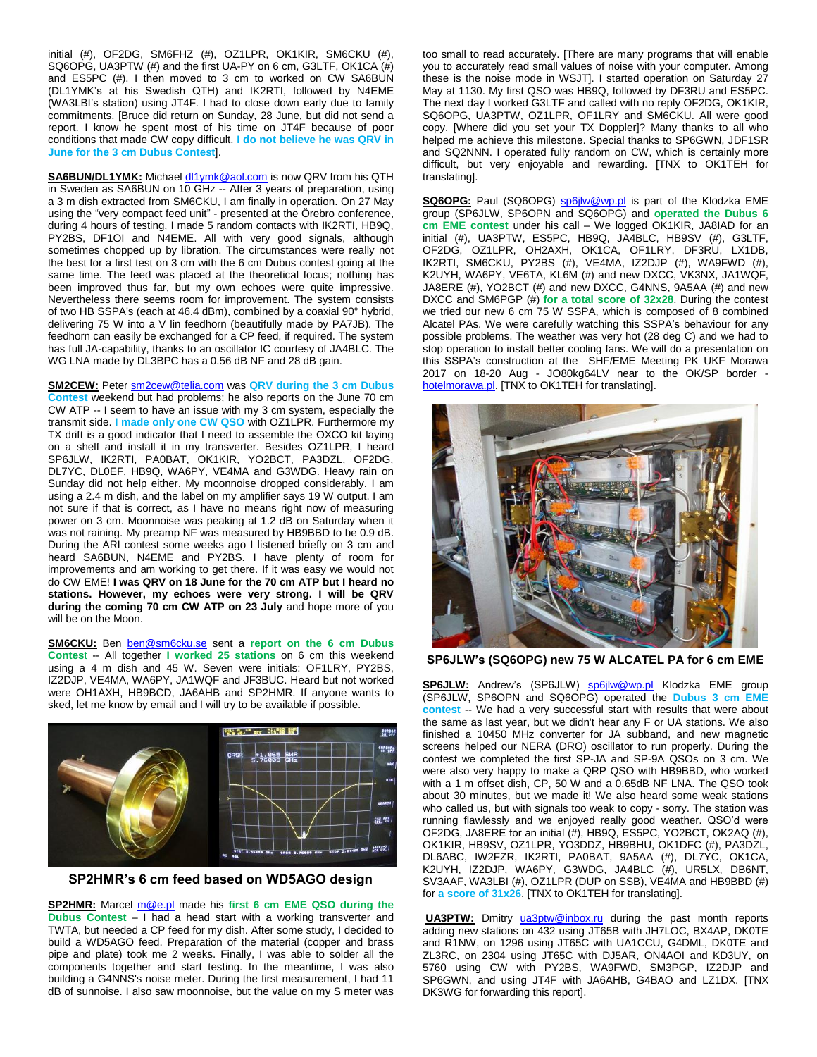initial (#), OF2DG, SM6FHZ (#), OZ1LPR, OK1KIR, SM6CKU (#), SQ6OPG, UA3PTW (#) and the first UA-PY on 6 cm, G3LTF, OK1CA (#) and ES5PC (#). I then moved to 3 cm to worked on CW SA6BUN (DL1YMK's at his Swedish QTH) and IK2RTI, followed by N4EME (WA3LBI's station) using JT4F. I had to close down early due to family commitments. [Bruce did return on Sunday, 28 June, but did not send a report. I know he spent most of his time on JT4F because of poor conditions that made CW copy difficult. **I do not believe he was QRV in June for the 3 cm Dubus Contest**].

**SA6BUN/DL1YMK:** Michael dl1ymk@aol.com is now QRV from his QTH in Sweden as SA6BUN on 10 GHz -- After 3 years of preparation, using a 3 m dish extracted from SM6CKU, I am finally in operation. On 27 May using the "very compact feed unit" - presented at the Örebro conference, during 4 hours of testing, I made 5 random contacts with IK2RTI, HB9Q, PY2BS, DF1OI and N4EME. All with very good signals, although sometimes chopped up by libration. The circumstances were really not the best for a first test on 3 cm with the 6 cm Dubus contest going at the same time. The feed was placed at the theoretical focus; nothing has been improved thus far, but my own echoes were quite impressive. Nevertheless there seems room for improvement. The system consists of two HB SSPA's (each at 46.4 dBm), combined by a coaxial 90° hybrid, delivering 75 W into a V lin feedhorn (beautifully made by PA7JB). The feedhorn can easily be exchanged for a CP feed, if required. The system has full JA-capability, thanks to an oscillator IC courtesy of JA4BLC. The WG LNA made by DL3BPC has a 0.56 dB NF and 28 dB gain.

**SM2CEW:** Peter sm2cew@telia.com was **QRV during the 3 cm Dubus Contest** weekend but had problems; he also reports on the June 70 cm CW ATP -- I seem to have an issue with my 3 cm system, especially the transmit side. **I made only one CW QSO** with OZ1LPR. Furthermore my TX drift is a good indicator that I need to assemble the OXCO kit laying on a shelf and install it in my transverter. Besides OZ1LPR, I heard SP6JLW, IK2RTI, PA0BAT, OK1KIR, YO2BCT, PA3DZL, OF2DG, DL7YC, DL0EF, HB9Q, WA6PY, VE4MA and G3WDG. Heavy rain on Sunday did not help either. My moonnoise dropped considerably. I am using a 2.4 m dish, and the label on my amplifier says 19 W output. I am not sure if that is correct, as I have no means right now of measuring power on 3 cm. Moonnoise was peaking at 1.2 dB on Saturday when it was not raining. My preamp NF was measured by HB9BBD to be 0.9 dB. During the ARI contest some weeks ago I listened briefly on 3 cm and heard SA6BUN, N4EME and PY2BS. I have plenty of room for improvements and am working to get there. If it was easy we would not do CW EME! **I was QRV on 18 June for the 70 cm ATP but I heard no stations. However, my echoes were very strong. I will be QRV during the coming 70 cm CW ATP on 23 July** and hope more of you will be on the Moon.

**SM6CKU:** Ben ben@sm6cku.se sent a **report on the 6 cm Dubus Contest** -- All together **I worked 25 stations** on 6 cm this weekend using a 4 m dish and 45 W. Seven were initials: OF1LRY, PY2BS, IZ2DJP, VE4MA, WA6PY, JA1WQF and JF3BUC. Heard but not worked were OH1AXH, HB9BCD, JA6AHB and SP2HMR. If anyone wants to sked, let me know by email and I will try to be available if possible.

**SP2HMR's 6 cm feed based on WD5AGO design**

**SP2HMR:** Marcel m@e.pl made his **first 6 cm EME QSO during the Dubus Contest** – I had a head start with a working transverter and TWTA, but needed a CP feed for my dish. After some study, I decided to build a WD5AGO feed. Preparation of the material (copper and brass pipe and plate) took me 2 weeks. Finally, I was able to solder all the components together and start testing. In the meantime, I was also building a G4NNS's noise meter. During the first measurement, I had 11 dB of sunnoise. I also saw moonnoise, but the value on my S meter was too small to read accurately. [There are many programs that will enable you to accurately read small values of noise with your computer. Among these is the noise mode in WSJT]. I started operation on Saturday 27 May at 1130. My first QSO was HB9Q, followed by DF3RU and ES5PC. The next day I worked G3LTF and called with no reply OF2DG, OK1KIR, SQ6OPG, UA3PTW, OZ1LPR, OF1LRY and SM6CKU. All were good copy. [Where did you set your TX Doppler]? Many thanks to all who helped me achieve this milestone. Special thanks to SP6GWN, JDF1SR and SQ2NNN. I operated fully random on CW, which is certainly more difficult, but very enjoyable and rewarding. [TNX to OK1TEH for translating].

**SQ6OPG:** Paul (SQ6OPG) sp6jlw@wp.pl is part of the Klodzka EME group (SP6JLW, SP6OPN and SQ6OPG) and **operated the Dubus 6 cm EME contest** under his call – We logged OK1KIR, JA8IAD for an initial (#), UA3PTW, ES5PC, HB9Q, JA4BLC, HB9SV (#), G3LTF, OF2DG, OZ1LPR, OH2AXH, OK1CA, OF1LRY, DF3RU, LX1DB, IK2RTI, SM6CKU, PY2BS (#), VE4MA, IZ2DJP (#), WA9FWD (#), K2UYH, WA6PY, VE6TA, KL6M (#) and new DXCC, VK3NX, JA1WQF, JA8ERE (#), YO2BCT (#) and new DXCC, G4NNS, 9A5AA (#) and new DXCC and SM6PGP (#) **for a total score of 32x28**. During the contest we tried our new 6 cm 75 W SSPA, which is composed of 8 combined Alcatel PAs. We were carefully watching this SSPA's behaviour for any possible problems. The weather was very hot (28 deg C) and we had to stop operation to install better cooling fans. We will do a presentation on this SSPA's construction at the SHF/EME Meeting PK UKF Morawa 2017 on 18-20 Aug - JO80kg64LV near to the OK/SP border - hotelmorawa.pl. [TNX to OK1TEH for translating].

**SP6JLW's (SQ6OPG) new 75 W ALCATEL PA for 6 cm EME**

**SP6JLW:** Andrew's (SP6JLW) sp6jlw@wp.pl Klodzka EME group (SP6JLW, SP6OPN and SQ6OPG) operated the **Dubus 3 cm EME contest** -- We had a very successful start with results that were about the same as last year, but we didn't hear any F or UA stations. We also finished a 10450 MHz converter for JA subband, and new magnetic screens helped our NERA (DRO) oscillator to run properly. During the contest we completed the first SP-JA and SP-9A QSOs on 3 cm. We were also very happy to make a QRP QSO with HB9BBD, who worked with a 1 m offset dish, CP, 50 W and a 0.65dB NF LNA. The QSO took about 30 minutes, but we made it! We also heard some weak stations who called us, but with signals too weak to copy - sorry. The station was running flawlessly and we enjoyed really good weather. QSO'd were OF2DG, JA8ERE for an initial (#), HB9Q, ES5PC, YO2BCT, OK2AQ (#), OK1KIR, HB9SV, OZ1LPR, YO3DDZ, HB9BHU, OK1DFC (#), PA3DZL, DL6ABC, IW2FZR, IK2RTI, PA0BAT, 9A5AA (#), DL7YC, OK1CA, K2UYH, IZ2DJP, WA6PY, G3WDG, JA4BLC (#), UR5LX, DB6NT, SV3AAF, WA3LBI (#), OZ1LPR (DUP on SSB), VE4MA and HB9BBD (#) for **a score of 31x26**. [TNX to OK1TEH for translating].

**UA3PTW:** Dmitry ua3ptw@inbox.ru during the past month reports adding new stations on 432 using JT65B with JH7LOC, BX4AP, DK0TE and R1NW, on 1296 using JT65C with UA1CCU, G4DML, DK0TE and ZL3RC, on 2304 using JT65C with DJ5AR, ON4AOI and KD3UY, on 5760 using CW with PY2BS, WA9FWD, SM3PGP, IZ2DJP and SP6GWN, and using JT4F with JA6AHB, G4BAO and LZ1DX. [TNX DK3WG for forwarding this report].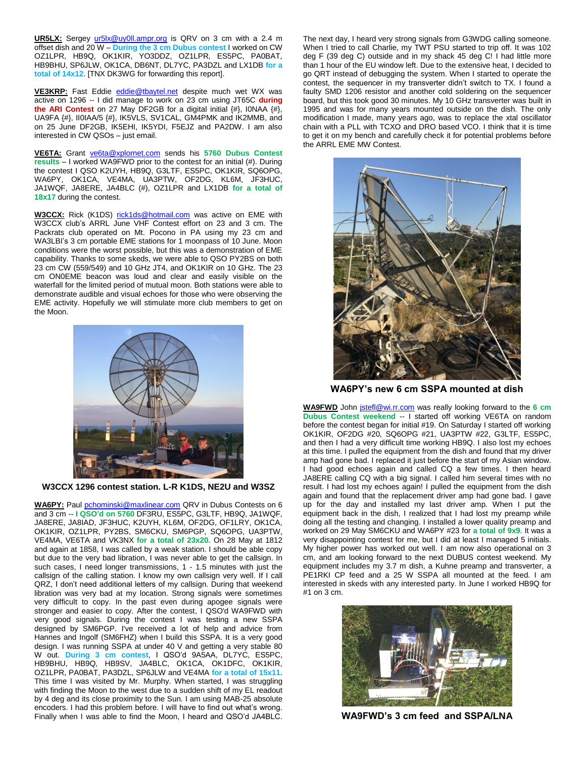**UR5LX:** Sergey ur5lx@uy0ll.ampr.org is QRV on 3 cm with a 2.4 m offset dish and 20 W – **During the 3 cm Dubus contest** I worked on CW OZ1LPR, HB9Q, OK1KIR, YO3DDZ, OZ1LPR, ES5PC, PA0BAT, HB9BHU, SP6JLW, OK1CA, DB6NT, DL7YC, PA3DZL and LX1DB **for a total of 14x12**. [TNX DK3WG for forwarding this report].

**VE3KRP:** Fast Eddie eddie@tbaytel.net despite much wet WX was active on 1296 -- I did manage to work on 23 cm using JT65C **during the ARI Contest** on 27 May DF2GB for a digital initial {#}, I0NAA {#}, UA9FA {#}, II0IAA/5 {#}, IK5VLS, SV1CAL, GM4PMK and IK2MMB, and on 25 June DF2GB, IK5EHI, IK5YDI, F5EJZ and PA2DW. I am also interested in CW QSOs – just email.

**VE6TA:** Grant ve6ta@xplornet.com sends his **5760 Dubus Contest results** – I worked WA9FWD prior to the contest for an initial (#). During the contest I QSO K2UYH, HB9Q, G3LTF, ES5PC, OK1KIR, SQ6OPG, WA6PY, OK1CA, VE4MA, UA3PTW, OF2DG, KL6M, JF3HUC, JA1WQF, JA8ERE, JA4BLC (#), OZ1LPR and LX1DB **for a total of 18x17** during the contest.

**W3CCX:** Rick (K1DS) rick1ds@hotmail.com was active on EME with W3CCX club's ARRL June VHF Contest effort on 23 and 3 cm. The Packrats club operated on Mt. Pocono in PA using my 23 cm and WA3LBI's 3 cm portable EME stations for 1 moonpass of 10 June. Moon conditions were the worst possible, but this was a demonstration of EME capability. Thanks to some skeds, we were able to QSO PY2BS on both 23 cm CW (559/549) and 10 GHz JT4, and OK1KIR on 10 GHz. The 23 cm ON0EME beacon was loud and clear and easily visible on the waterfall for the limited period of mutual moon. Both stations were able to demonstrate audible and visual echoes for those who were observing the EME activity. Hopefully we will stimulate more club members to get on the Moon.

**W3CCX 1296 contest station. L-R K1DS, NE2U and W3SZ**

**WA6PY:** Paul pchominski@maxlinear.com QRV in Dubus Contests on 6 and 3 cm -- **I QSO'd on 5760** DF3RU, ES5PC, G3LTF, HB9Q, JA1WQF, JA8ERE, JA8IAD, JF3HUC, K2UYH, KL6M, OF2DG, OF1LRY, OK1CA, OK1KIR, OZ1LPR, PY2BS, SM6CKU, SM6PGP, SQ6OPG, UA3PTW, VE4MA, VE6TA and VK3NX **for a total of 23x20.** On 28 May at 1812 and again at 1858, I was called by a weak station. I should be able copy but due to the very bad libration, I was never able to get the callsign. In such cases, I need longer transmissions, 1 - 1.5 minutes with just the callsign of the calling station. I know my own callsign very well. If I call QRZ, I don't need additional letters of my callsign. During that weekend libration was very bad at my location. Strong signals were sometimes very difficult to copy. In the past even during apogee signals were stronger and easier to copy. After the contest, I QSO'd WA9FWD with very good signals. During the contest I was testing a new SSPA designed by SM6PGP. I've received a lot of help and advice from Hannes and Ingolf (SM6FHZ) when I build this SSPA. It is a very good design. I was running SSPA at under 40 V and getting a very stable 80 W out. **During 3 cm contest**, I QSO'd 9A5AA, DL7YC, ES5PC, HB9BHU, HB9Q, HB9SV, JA4BLC, OK1CA, OK1DFC, OK1KIR, OZ1LPR, PA0BAT, PA3DZL, SP6JLW and VE4MA **for a total of 15x11.** This time I was visited by Mr. Murphy. When started, I was struggling with finding the Moon to the west due to a sudden shift of my EL readout by 4 deg and its close proximity to the Sun. I am using MAB-25 absolute encoders. I had this problem before. I will have to find out what's wrong. Finally when I was able to find the Moon, I heard and QSO'd JA4BLC.

The next day, I heard very strong signals from G3WDG calling someone. When I tried to call Charlie, my TWT PSU started to trip off. It was 102 deg F (39 deg C) outside and in my shack 45 deg C! I had little more than 1 hour of the EU window left. Due to the extensive heat, I decided to go QRT instead of debugging the system. When I started to operate the contest, the sequencer in my transverter didn't switch to TX. I found a faulty SMD 1206 resistor and another cold soldering on the sequencer board, but this took good 30 minutes. My 10 GHz transverter was built in 1995 and was for many years mounted outside on the dish. The only modification I made, many years ago, was to replace the xtal oscillator chain with a PLL with TCXO and DRO based VCO. I think that it is time to get it on my bench and carefully check it for potential problems before the ARRL EME MW Contest.

**WA6PY's new 6 cm SSPA mounted at dish**

**WA9FWD** John jstefl@wi.rr.com was really looking forward to the **6 cm Dubus Contest weekend** -- I started off working VE6TA on random before the contest began for initial #19. On Saturday I started off working OK1KIR, OF2DG #20, SQ6OPG #21, UA3PTW #22, G3LTF, ES5PC, and then I had a very difficult time working HB9Q. I also lost my echoes at this time. I pulled the equipment from the dish and found that my driver amp had gone bad. I replaced it just before the start of my Asian window. I had good echoes again and called CQ a few times. I then heard JA8ERE calling CQ with a big signal. I called him several times with no result. I had lost my echoes again! I pulled the equipment from the dish again and found that the replacement driver amp had gone bad. I gave up for the day and installed my last driver amp. When I put the equipment back in the dish, I realized that I had lost my preamp while doing all the testing and changing. I installed a lower quality preamp and worked on 29 May SM6CKU and WA6PY #23 for **a total of 9x9**. It was a very disappointing contest for me, but I did at least I managed 5 initials. My higher power has worked out well. I am now also operational on 3 cm, and am looking forward to the next DUBUS contest weekend. My equipment includes my 3.7 m dish, a Kuhne preamp and transverter, a PE1RKI CP feed and a 25 W SSPA all mounted at the feed. I am interested in skeds with any interested party. In June I worked HB9Q for #1 on 3 cm.

**WA9FWD's 3 cm feed and SSPA/LNA**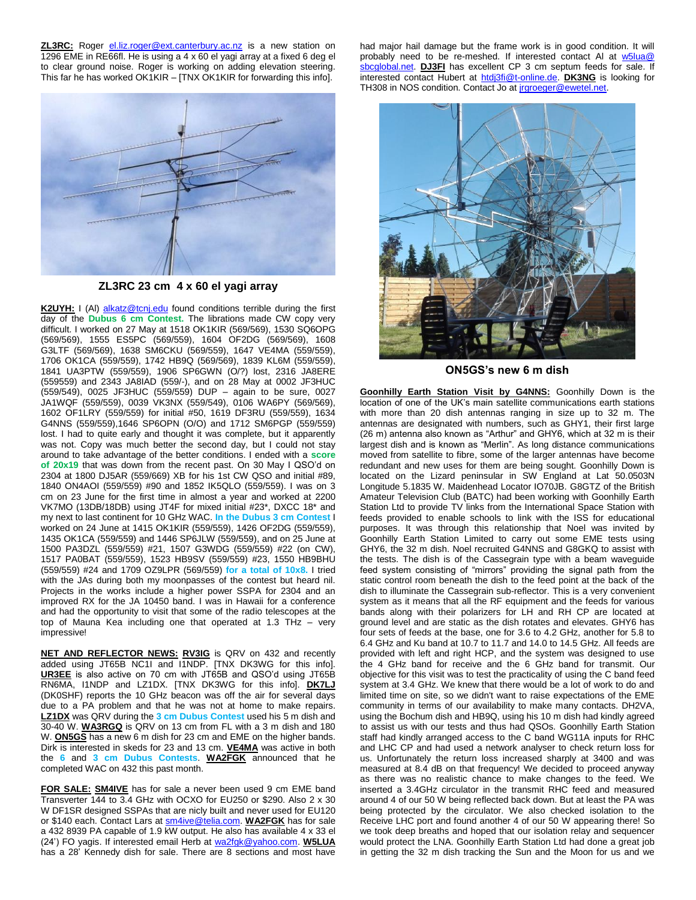**ZL3RC:** Roger el.liz.roger@ext.canterbury.ac.nz is a new station on 1296 EME in RE66fl. He is using a 4 x 60 el yagi array at a fixed 6 deg el to clear ground noise. Roger is working on adding elevation steering. This far he has worked OK1KIR – [TNX OK1KIR for forwarding this info].

**ZL3RC 23 cm 4 x 60 el yagi array**

**K2UYH:** I (Al) alkatz@tcnj.edu found conditions terrible during the first day of the **Dubus 6 cm Contest.** The librations made CW copy very difficult. I worked on 27 May at 1518 OK1KIR (569/569), 1530 SQ6OPG (569/569), 1555 ES5PC (569/559), 1604 OF2DG (569/569), 1608 G3LTF (569/569), 1638 SM6CKU (569/559), 1647 VE4MA (559/559), 1706 OK1CA (559/559), 1742 HB9Q (569/569), 1839 KL6M (559/559), 1841 UA3PTW (559/559), 1906 SP6GWN (O/?) lost, 2316 JA8ERE (559559) and 2343 JA8IAD (559/-), and on 28 May at 0002 JF3HUC (559/549), 0025 JF3HUC (559/559) DUP – again to be sure, 0027 JA1WQF (559/559), 0039 VK3NX (559/549), 0106 WA6PY (569/569), 1602 OF1LRY (559/559) for initial #50, 1619 DF3RU (559/559), 1634 G4NNS (559/559),1646 SP6OPN (O/O) and 1712 SM6PGP (559/559) lost. I had to quite early and thought it was complete, but it apparently was not. Copy was much better the second day, but I could not stay around to take advantage of the better conditions. I ended with a **score of 20x19** that was down from the recent past. On 30 May I QSO'd on 2304 at 1800 DJ5AR (559/669) XB for his 1st CW QSO and initial #89, 1840 ON4AOI (559/559) #90 and 1852 IK5QLO (559/559). I was on 3 cm on 23 June for the first time in almost a year and worked at 2200 VK7MO (13DB/18DB) using JT4F for mixed initial #23*, DXCC 18* and my next to last continent for 10 GHz WAC. **In the Dubus 3 cm Contest** I worked on 24 June at 1415 OK1KIR (559/559), 1426 OF2DG (559/559), 1435 OK1CA (559/559) and 1446 SP6JLW (559/559), and on 25 June at 1500 PA3DZL (559/559) #21, 1507 G3WDG (559/559) #22 (on CW), 1517 PA0BAT (559/559), 1523 HB9SV (559/559) #23, 1550 HB9BHU (559/559) #24 and 1709 OZ9LPR (569/559) **for a total of 10x8.** I tried with the JAs during both my moonpasses of the contest but heard nil. Projects in the works include a higher power SSPA for 2304 and an improved RX for the JA 10450 band. I was in Hawaii for a conference and had the opportunity to visit that some of the radio telescopes at the top of Mauna Kea including one that operated at 1.3 THz – very impressive!

**NET AND REFLECTOR NEWS: RV3IG** is QRV on 432 and recently added using JT65B NC1I and I1NDP. [TNX DK3WG for this info]. **UR3EE** is also active on 70 cm with JT65B and QSO'd using JT65B RN6MA, I1NDP and LZ1DX. [TNX DK3WG for this info]. **DK7LJ** (DK0SHF) reports the 10 GHz beacon was off the air for several days due to a PA problem and that he was not at home to make repairs. **LZ1DX** was QRV during the **3 cm Dubus Contest** used his 5 m dish and 30-40 W. **WA3RGQ** is QRV on 13 cm from FL with a 3 m dish and 180 W. **ON5GS** has a new 6 m dish for 23 cm and EME on the higher bands. Dirk is interested in skeds for 23 and 13 cm. **VE4MA** was active in both the **6 and 3 cm Dubus Contests**. **WA2FGK** announced that he completed WAC on 432 this past month.

**FOR SALE: SM4IVE** has for sale a never been used 9 cm EME band Transverter 144 to 3.4 GHz with OCXO for EU250 or $290. Also 2 x 30 W DF1SR designed SSPAs that are nicly built and never used for EU120 or $140 each. Contact Lars at sm4ive@telia.com. **WA2FGK** has for sale a 432 8939 PA capable of 1.9 kW output. He also has available 4 x 33 el (24') FO yagis. If interested email Herb at wa2fgk@yahoo.com. **W5LUA** has a 28' Kennedy dish for sale. There are 8 sections and most have had major hail damage but the frame work is in good condition. It will probably need to be re-meshed. If interested contact Al at w5lua@sbcglobal.net. **DJ3FI** has excellent CP 3 cm septum feeds for sale. If interested contact Hubert at htdj3fi@t-online.de. **DK3NG** is looking for TH308 in NOS condition. Contact Jo at jrgroeger@ewetel.net.

**ON5GS's new 6 m dish**

**Goonhilly Earth Station Visit by G4NNS:** Goonhilly Down is the location of one of the UK's main satellite communications earth stations with more than 20 dish antennas ranging in size up to 32 m. The antennas are designated with numbers, such as GHY1, their first large (26 m) antenna also known as "Arthur" and GHY6, which at 32 m is their largest dish and is known as "Merlin". As long distance communications moved from satellite to fibre, some of the larger antennas have become redundant and new uses for them are being sought. Goonhilly Down is located on the Lizard peninsular in SW England at Lat 50.0503N Longitude 5.1835 W. Maidenhead Locator IO70JB. G8GTZ of the British Amateur Television Club (BATC) had been working with Goonhilly Earth Station Ltd to provide TV links from the International Space Station with feeds provided to enable schools to link with the ISS for educational purposes. It was through this relationship that Noel was invited by Goonhilly Earth Station Limited to carry out some EME tests using GHY6, the 32 m dish. Noel recruited G4NNS and G8GKQ to assist with the tests. The dish is of the Cassegrain type with a beam waveguide feed system consisting of "mirrors" providing the signal path from the static control room beneath the dish to the feed point at the back of the dish to illuminate the Cassegrain sub-reflector. This is a very convenient system as it means that all the RF equipment and the feeds for various bands along with their polarizers for LH and RH CP are located at ground level and are static as the dish rotates and elevates. GHY6 has four sets of feeds at the base, one for 3.6 to 4.2 GHz, another for 5.8 to 6.4 GHz and Ku band at 10.7 to 11.7 and 14.0 to 14.5 GHz. All feeds are provided with left and right HCP, and the system was designed to use the 4 GHz band for receive and the 6 GHz band for transmit. Our objective for this visit was to test the practicality of using the C band feed system at 3.4 GHz. We knew that there would be a lot of work to do and limited time on site, so we didn't want to raise expectations of the EME community in terms of our availability to make many contacts. DH2VA, using the Bochum dish and HB9Q, using his 10 m dish had kindly agreed to assist us with our tests and thus had QSOs. Goonhilly Earth Station staff had kindly arranged access to the C band WG11A inputs for RHC and LHC CP and had used a network analyser to check return loss for us. Unfortunately the return loss increased sharply at 3400 and was measured at 8.4 dB on that frequency! We decided to proceed anyway as there was no realistic chance to make changes to the feed. We inserted a 3.4GHz circulator in the transmit RHC feed and measured around 4 of our 50 W being reflected back down. But at least the PA was being protected by the circulator. We also checked isolation to the Receive LHC port and found another 4 of our 50 W appearing there! So we took deep breaths and hoped that our isolation relay and sequencer would protect the LNA. Goonhilly Earth Station Ltd had done a great job in getting the 32 m dish tracking the Sun and the Moon for us and we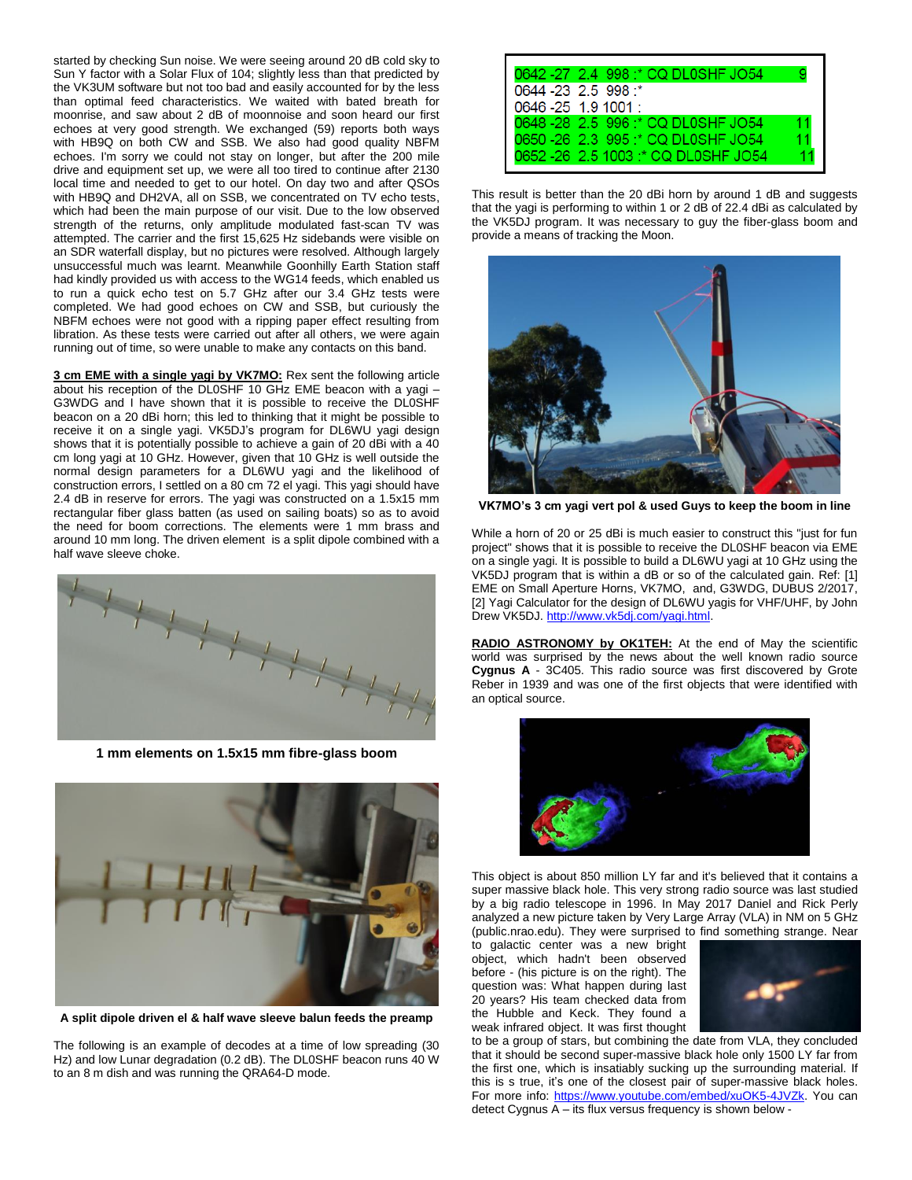started by checking Sun noise. We were seeing around 20 dB cold sky to Sun Y factor with a Solar Flux of 104; slightly less than that predicted by the VK3UM software but not too bad and easily accounted for by the less than optimal feed characteristics. We waited with bated breath for moonrise, and saw about 2 dB of moonnoise and soon heard our first echoes at very good strength. We exchanged (59) reports both ways with HB9Q on both CW and SSB. We also had good quality NBFM echoes. I'm sorry we could not stay on longer, but after the 200 mile drive and equipment set up, we were all too tired to continue after 2130 local time and needed to get to our hotel. On day two and after QSOs with HB9Q and DH2VA, all on SSB, we concentrated on TV echo tests, which had been the main purpose of our visit. Due to the low observed strength of the returns, only amplitude modulated fast-scan TV was attempted. The carrier and the first 15,625 Hz sidebands were visible on an SDR waterfall display, but no pictures were resolved. Although largely unsuccessful much was learnt. Meanwhile Goonhilly Earth Station staff had kindly provided us with access to the WG14 feeds, which enabled us to run a quick echo test on 5.7 GHz after our 3.4 GHz tests were completed. We had good echoes on CW and SSB, but curiously the NBFM echoes were not good with a ripping paper effect resulting from libration. As these tests were carried out after all others, we were again running out of time, so were unable to make any contacts on this band.

**3 cm EME with a single yagi by VK7MO:** Rex sent the following article about his reception of the DL0SHF 10 GHz EME beacon with a yagi – G3WDG and I have shown that it is possible to receive the DL0SHF beacon on a 20 dBi horn; this led to thinking that it might be possible to receive it on a single yagi. VK5DJ's program for DL6WU yagi design shows that it is potentially possible to achieve a gain of 20 dBi with a 40 cm long yagi at 10 GHz. However, given that 10 GHz is well outside the normal design parameters for a DL6WU yagi and the likelihood of construction errors, I settled on a 80 cm 72 el yagi. This yagi should have 2.4 dB in reserve for errors. The yagi was constructed on a 1.5x15 mm rectangular fiber glass batten (as used on sailing boats) so as to avoid the need for boom corrections. The elements were 1 mm brass and around 10 mm long. The driven element is a split dipole combined with a half wave sleeve choke.

**1 mm elements on 1.5x15 mm fibre-glass boom**

**A split dipole driven el & half wave sleeve balun feeds the preamp**

The following is an example of decodes at a time of low spreading (30 Hz) and low Lunar degradation (0.2 dB). The DL0SHF beacon runs 40 W to an 8 m dish and was running the QRA64-D mode.

```
0642 -27  2.4  998 :* CQ DL0SHF JO54    9
0644 -23  2.5  998 :*
0646 -25  1.9 1001 :
0648 -28  2.5  996 :* CQ DL0SHF JO54    11
0650 -26  2.3  995 :* CQ DL0SHF JO54    11
0652 -26  2.5 1003 :* CQ DL0SHF JO54    11
```

This result is better than the 20 dBi horn by around 1 dB and suggests that the yagi is performing to within 1 or 2 dB of 22.4 dBi as calculated by the VK5DJ program. It was necessary to guy the fiber-glass boom and provide a means of tracking the Moon.

**VK7MO's 3 cm yagi vert pol & used Guys to keep the boom in line**

While a horn of 20 or 25 dBi is much easier to construct this "just for fun project" shows that it is possible to receive the DL0SHF beacon via EME on a single yagi. It is possible to build a DL6WU yagi at 10 GHz using the VK5DJ program that is within a dB or so of the calculated gain. Ref: [1] EME on Small Aperture Horns, VK7MO, and, G3WDG, DUBUS 2/2017, [2] Yagi Calculator for the design of DL6WU yagis for VHF/UHF, by John Drew VK5DJ. http://www.vk5dj.com/yagi.html.

**RADIO ASTRONOMY by OK1TEH:** At the end of May the scientific world was surprised by the news about the well known radio source **Cygnus A** - 3C405. This radio source was first discovered by Grote Reber in 1939 and was one of the first objects that were identified with an optical source.

This object is about 850 million LY far and it's believed that it contains a super massive black hole. This very strong radio source was last studied by a big radio telescope in 1996. In May 2017 Daniel and Rick Perly analyzed a new picture taken by Very Large Array (VLA) in NM on 5 GHz (public.nrao.edu). They were surprised to find something strange. Near to galactic center was a new bright object, which hadn't been observed before - (his picture is on the right). The question was: What happen during last 20 years? His team checked data from the Hubble and Keck. They found a weak infrared object. It was first thought to be a group of stars, but combining the date from VLA, they concluded that it should be second super-massive black hole only 1500 LY far from the first one, which is insatiably sucking up the surrounding material. If this is s true, it's one of the closest pair of super-massive black holes. For more info: https://www.youtube.com/embed/xuOK5-4JVZk. You can detect Cygnus A – its flux versus frequency is shown below -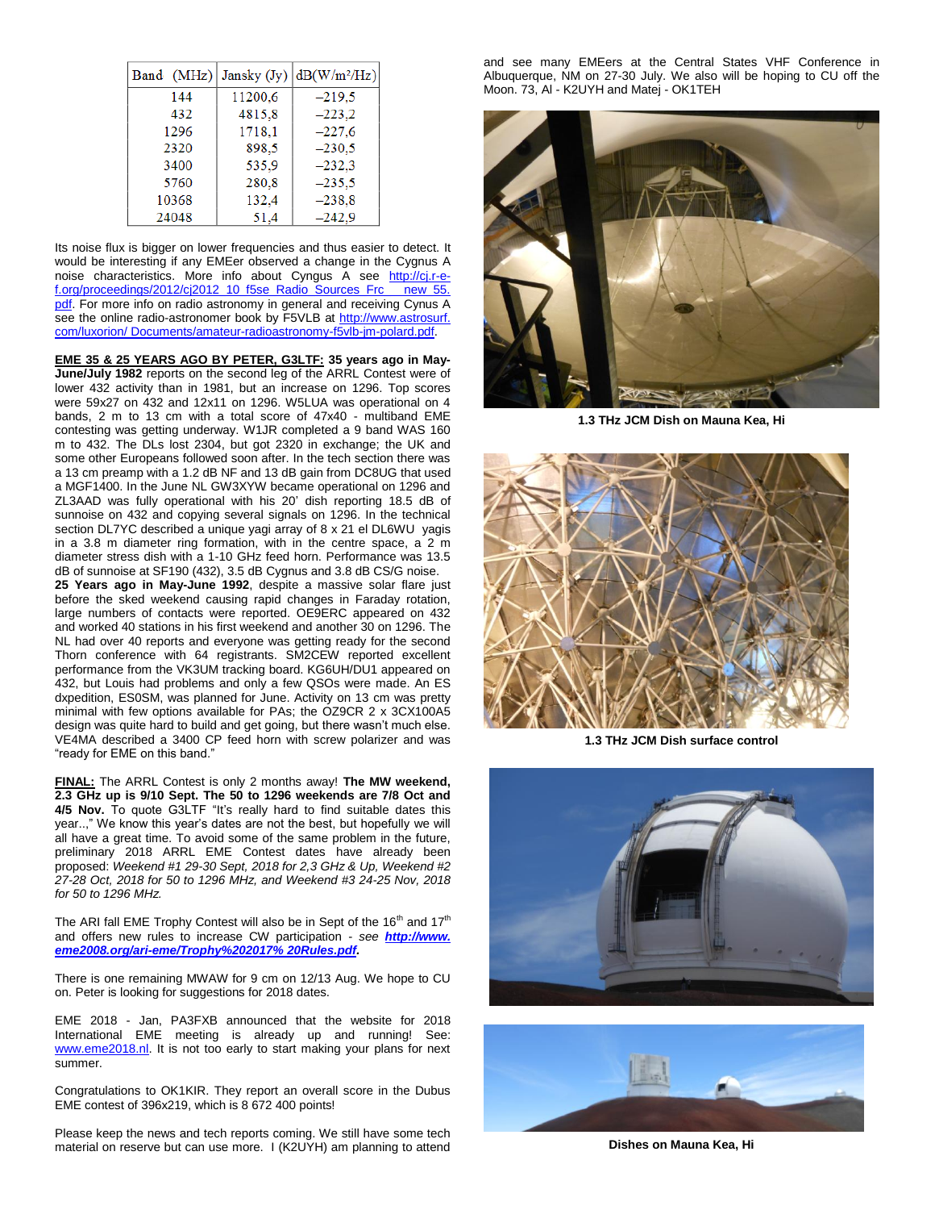| Band (MHz) | Jansky (Jy) | dB(W/m²/Hz) |
|---|---|---|
| 144 | 11200,6 | −219,5 |
| 432 | 4815,8 | −223,2 |
| 1296 | 1718,1 | −227,6 |
| 2320 | 898,5 | −230,5 |
| 3400 | 535,9 | −232,3 |
| 5760 | 280,8 | −235,5 |
| 10368 | 132,4 | −238,8 |
| 24048 | 51,4 | −242,9 |

Its noise flux is bigger on lower frequencies and thus easier to detect. It would be interesting if any EMEer observed a change in the Cygnus A noise characteristics. More info about Cyngus A see http://cj.r-e-f.org/proceedings/2012/cj2012_10_f5se_Radio_Sources_Frc__new_55.pdf. For more info on radio astronomy in general and receiving Cynus A see the online radio-astronomer book by F5VLB at http://www.astrosurf.com/luxorion/ Documents/amateur-radioastronomy-f5vlb-jm-polard.pdf.

**EME 35 & 25 YEARS AGO BY PETER, G3LTF: 35 years ago in May-June/July 1982** reports on the second leg of the ARRL Contest were of lower 432 activity than in 1981, but an increase on 1296. Top scores were 59x27 on 432 and 12x11 on 1296. W5LUA was operational on 4 bands, 2 m to 13 cm with a total score of 47x40 - multiband EME contesting was getting underway. W1JR completed a 9 band WAS 160 m to 432. The DLs lost 2304, but got 2320 in exchange; the UK and some other Europeans followed soon after. In the tech section there was a 13 cm preamp with a 1.2 dB NF and 13 dB gain from DC8UG that used a MGF1400. In the June NL GW3XYW became operational on 1296 and ZL3AAD was fully operational with his 20' dish reporting 18.5 dB of sunnoise on 432 and copying several signals on 1296. In the technical section DL7YC described a unique yagi array of 8 x 21 el DL6WU yagis in a 3.8 m diameter ring formation, with in the centre space, a 2 m diameter stress dish with a 1-10 GHz feed horn. Performance was 13.5 dB of sunnoise at SF190 (432), 3.5 dB Cygnus and 3.8 dB CS/G noise.

**25 Years ago in May-June 1992**, despite a massive solar flare just before the sked weekend causing rapid changes in Faraday rotation, large numbers of contacts were reported. OE9ERC appeared on 432 and worked 40 stations in his first weekend and another 30 on 1296. The NL had over 40 reports and everyone was getting ready for the second Thorn conference with 64 registrants. SM2CEW reported excellent performance from the VK3UM tracking board. KG6UH/DU1 appeared on 432, but Louis had problems and only a few QSOs were made. An ES dxpedition, ES0SM, was planned for June. Activity on 13 cm was pretty minimal with few options available for PAs; the OZ9CR 2 x 3CX100A5 design was hard to build and get going, but there wasn't much else. VE4MA described a 3400 CP feed horn with screw polarizer and was "ready for EME on this band."

**FINAL:** The ARRL Contest is only 2 months away! **The MW weekend, 2.3 GHz up is 9/10 Sept. The 50 to 1296 weekends are 7/8 Oct and 4/5 Nov.** To quote G3LTF "It's really hard to find suitable dates this year..," We know this year's dates are not the best, but hopefully we will all have a great time. To avoid some of the same problem in the future, preliminary 2018 ARRL EME Contest dates have already been proposed: *Weekend #1 29-30 Sept, 2018 for 2,3 GHz & Up, Weekend #2 27-28 Oct, 2018 for 50 to 1296 MHz, and Weekend #3 24-25 Nov, 2018 for 50 to 1296 MHz.*

The ARI fall EME Trophy Contest will also be in Sept of the 16th and 17th and offers new rules to increase CW participation - *see* ***http://www.eme2008.org/ari-eme/Trophy%202017% 20Rules.pdf***.

There is one remaining MWAW for 9 cm on 12/13 Aug. We hope to CU on. Peter is looking for suggestions for 2018 dates.

EME 2018 - Jan, PA3FXB announced that the website for 2018 International EME meeting is already up and running! See: www.eme2018.nl. It is not too early to start making your plans for next summer.

Congratulations to OK1KIR. They report an overall score in the Dubus EME contest of 396x219, which is 8 672 400 points!

Please keep the news and tech reports coming. We still have some tech material on reserve but can use more. I (K2UYH) am planning to attend and see many EMEers at the Central States VHF Conference in Albuquerque, NM on 27-30 July. We also will be hoping to CU off the Moon. 73, Al - K2UYH and Matej - OK1TEH

**1.3 THz JCM Dish on Mauna Kea, Hi**

**1.3 THz JCM Dish surface control**

**Dishes on Mauna Kea, Hi**